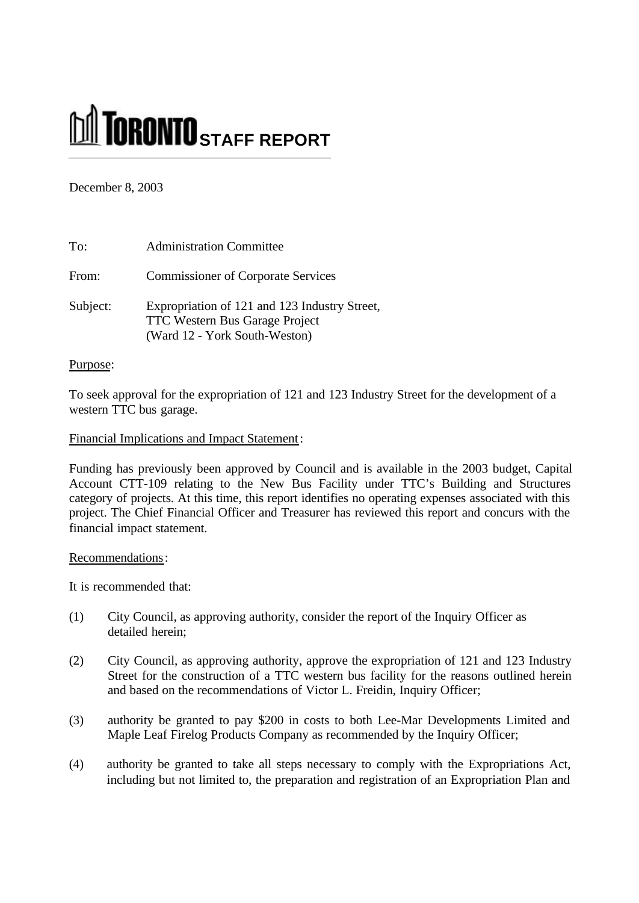# TORONTO STAFF REPORT

December 8, 2003

To: Administration Committee

From: Commissioner of Corporate Services

Subject: Expropriation of 121 and 123 Industry Street,
TTC Western Bus Garage Project
(Ward 12 - York South-Weston)

Purpose:

To seek approval for the expropriation of 121 and 123 Industry Street for the development of a western TTC bus garage.

Financial Implications and Impact Statement:

Funding has previously been approved by Council and is available in the 2003 budget, Capital Account CTT-109 relating to the New Bus Facility under TTC's Building and Structures category of projects. At this time, this report identifies no operating expenses associated with this project. The Chief Financial Officer and Treasurer has reviewed this report and concurs with the financial impact statement.

Recommendations:

It is recommended that:

(1) City Council, as approving authority, consider the report of the Inquiry Officer as detailed herein;

(2) City Council, as approving authority, approve the expropriation of 121 and 123 Industry Street for the construction of a TTC western bus facility for the reasons outlined herein and based on the recommendations of Victor L. Freidin, Inquiry Officer;

(3) authority be granted to pay $200 in costs to both Lee-Mar Developments Limited and Maple Leaf Firelog Products Company as recommended by the Inquiry Officer;

(4) authority be granted to take all steps necessary to comply with the Expropriations Act, including but not limited to, the preparation and registration of an Expropriation Plan and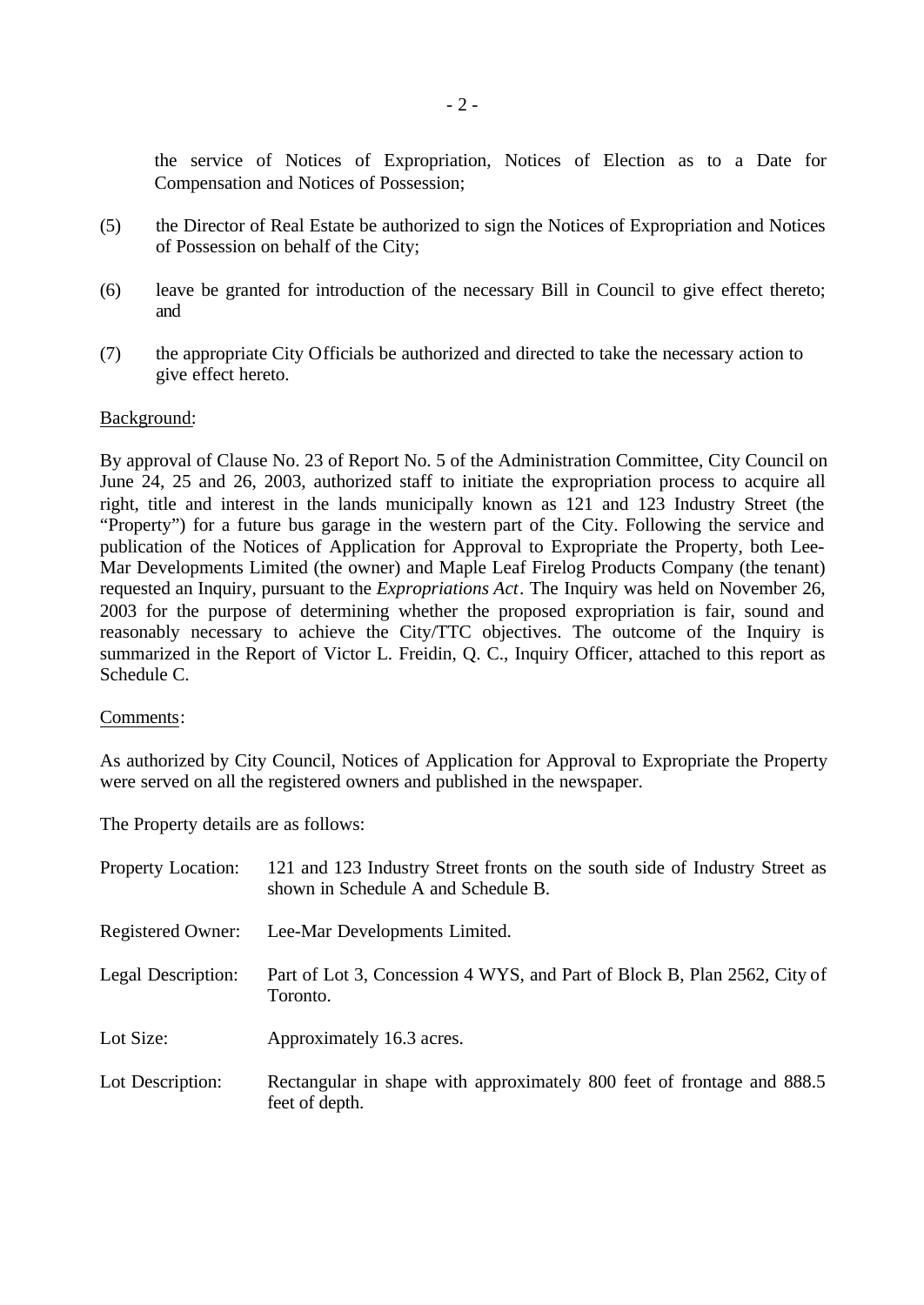the service of Notices of Expropriation, Notices of Election as to a Date for Compensation and Notices of Possession;

(5) the Director of Real Estate be authorized to sign the Notices of Expropriation and Notices of Possession on behalf of the City;

(6) leave be granted for introduction of the necessary Bill in Council to give effect thereto; and

(7) the appropriate City Officials be authorized and directed to take the necessary action to give effect hereto.

Background:

By approval of Clause No. 23 of Report No. 5 of the Administration Committee, City Council on June 24, 25 and 26, 2003, authorized staff to initiate the expropriation process to acquire all right, title and interest in the lands municipally known as 121 and 123 Industry Street (the "Property") for a future bus garage in the western part of the City. Following the service and publication of the Notices of Application for Approval to Expropriate the Property, both Lee-Mar Developments Limited (the owner) and Maple Leaf Firelog Products Company (the tenant) requested an Inquiry, pursuant to the *Expropriations Act*. The Inquiry was held on November 26, 2003 for the purpose of determining whether the proposed expropriation is fair, sound and reasonably necessary to achieve the City/TTC objectives. The outcome of the Inquiry is summarized in the Report of Victor L. Freidin, Q. C., Inquiry Officer, attached to this report as Schedule C.

Comments:

As authorized by City Council, Notices of Application for Approval to Expropriate the Property were served on all the registered owners and published in the newspaper.

The Property details are as follows:

| | |
|---|---|
| Property Location: | 121 and 123 Industry Street fronts on the south side of Industry Street as shown in Schedule A and Schedule B. |
| Registered Owner: | Lee-Mar Developments Limited. |
| Legal Description: | Part of Lot 3, Concession 4 WYS, and Part of Block B, Plan 2562, City of Toronto. |
| Lot Size: | Approximately 16.3 acres. |
| Lot Description: | Rectangular in shape with approximately 800 feet of frontage and 888.5 feet of depth. |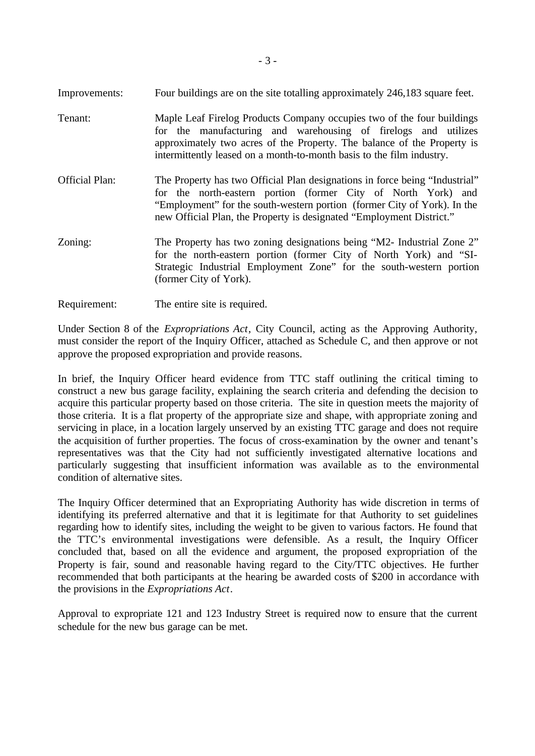| | |
|---|---|
| Improvements: | Four buildings are on the site totalling approximately 246,183 square feet. |
| Tenant: | Maple Leaf Firelog Products Company occupies two of the four buildings for the manufacturing and warehousing of firelogs and utilizes approximately two acres of the Property. The balance of the Property is intermittently leased on a month-to-month basis to the film industry. |
| Official Plan: | The Property has two Official Plan designations in force being "Industrial" for the north-eastern portion (former City of North York) and "Employment" for the south-western portion (former City of York). In the new Official Plan, the Property is designated "Employment District." |
| Zoning: | The Property has two zoning designations being "M2- Industrial Zone 2" for the north-eastern portion (former City of North York) and "SI-Strategic Industrial Employment Zone" for the south-western portion (former City of York). |
| Requirement: | The entire site is required. |

Under Section 8 of the *Expropriations Act*, City Council, acting as the Approving Authority, must consider the report of the Inquiry Officer, attached as Schedule C, and then approve or not approve the proposed expropriation and provide reasons.

In brief, the Inquiry Officer heard evidence from TTC staff outlining the critical timing to construct a new bus garage facility, explaining the search criteria and defending the decision to acquire this particular property based on those criteria. The site in question meets the majority of those criteria. It is a flat property of the appropriate size and shape, with appropriate zoning and servicing in place, in a location largely unserved by an existing TTC garage and does not require the acquisition of further properties. The focus of cross-examination by the owner and tenant's representatives was that the City had not sufficiently investigated alternative locations and particularly suggesting that insufficient information was available as to the environmental condition of alternative sites.

The Inquiry Officer determined that an Expropriating Authority has wide discretion in terms of identifying its preferred alternative and that it is legitimate for that Authority to set guidelines regarding how to identify sites, including the weight to be given to various factors. He found that the TTC's environmental investigations were defensible. As a result, the Inquiry Officer concluded that, based on all the evidence and argument, the proposed expropriation of the Property is fair, sound and reasonable having regard to the City/TTC objectives. He further recommended that both participants at the hearing be awarded costs of $200 in accordance with the provisions in the *Expropriations Act*.

Approval to expropriate 121 and 123 Industry Street is required now to ensure that the current schedule for the new bus garage can be met.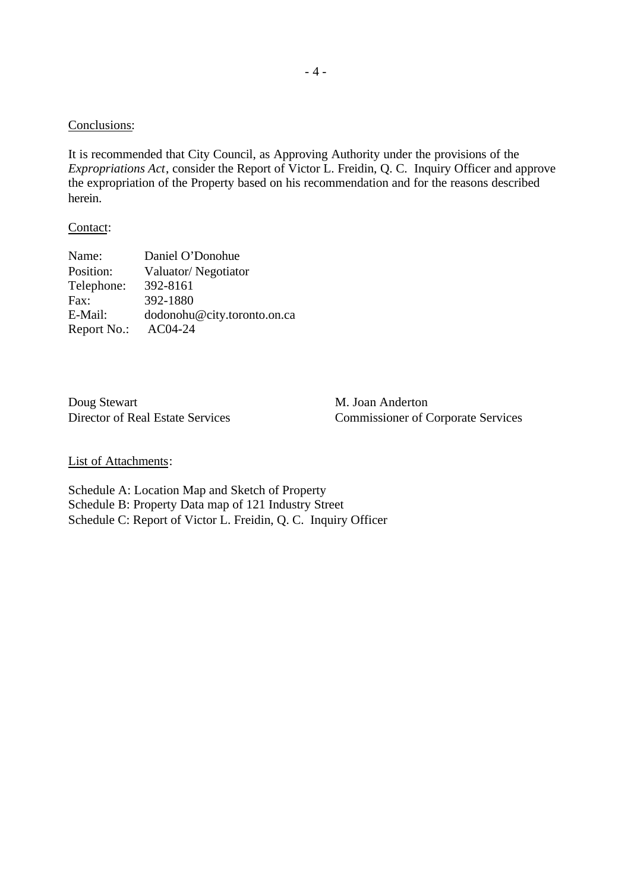Conclusions:

It is recommended that City Council, as Approving Authority under the provisions of the *Expropriations Act*, consider the Report of Victor L. Freidin, Q. C. Inquiry Officer and approve the expropriation of the Property based on his recommendation and for the reasons described herein.

Contact:

Name: Daniel O'Donohue
Position: Valuator/ Negotiator
Telephone: 392-8161
Fax: 392-1880
E-Mail: dodonohu@city.toronto.on.ca
Report No.: AC04-24

Doug Stewart
Director of Real Estate Services

M. Joan Anderton
Commissioner of Corporate Services

List of Attachments:

Schedule A: Location Map and Sketch of Property
Schedule B: Property Data map of 121 Industry Street
Schedule C: Report of Victor L. Freidin, Q. C. Inquiry Officer